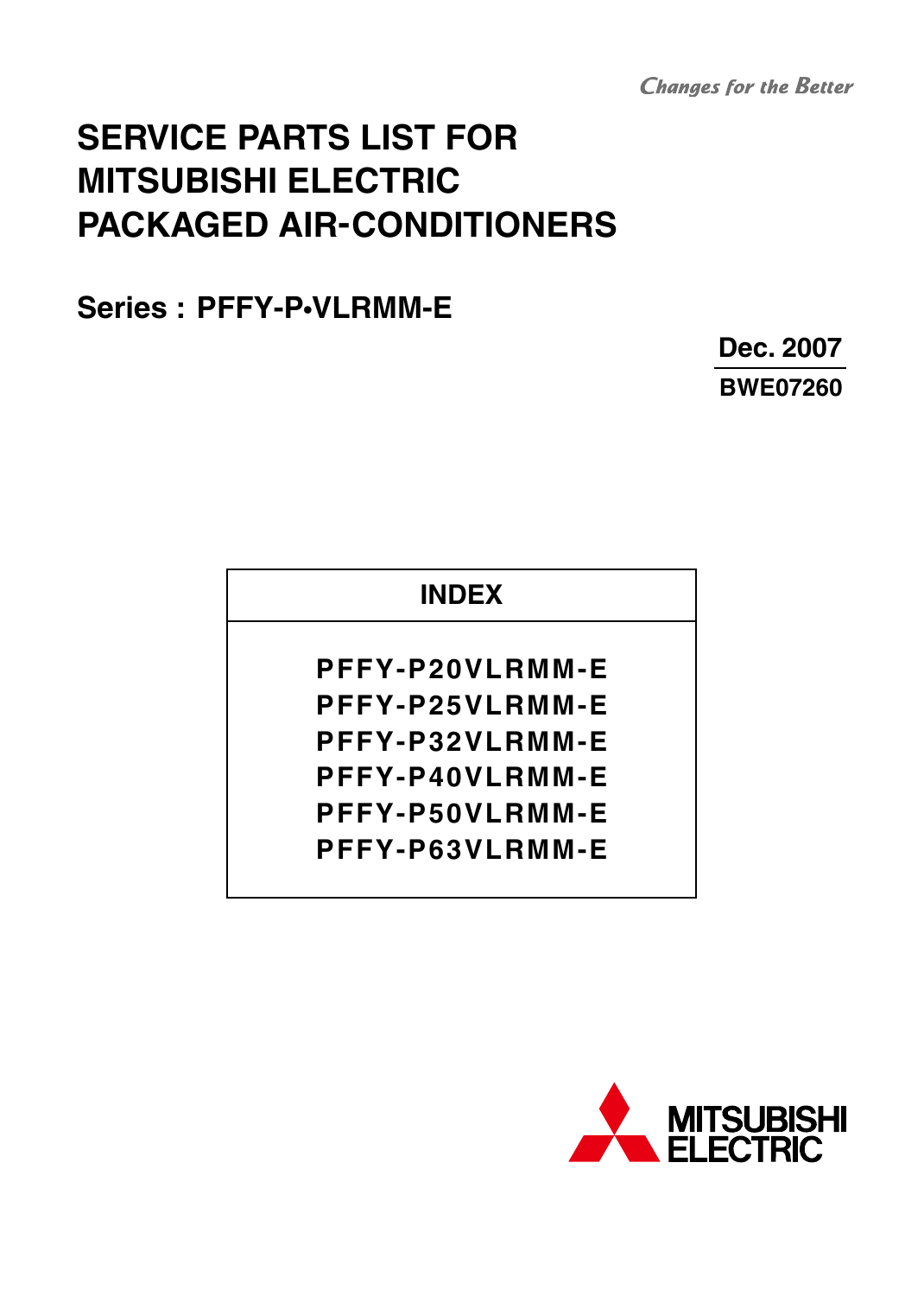*Changes for the Better*

# SERVICE PARTS LIST FOR MITSUBISHI ELECTRIC PACKAGED AIR-CONDITIONERS

## Series : PFFY-P•VLRMM-E

**Dec. 2007**

**BWE07260**

| INDEX |
| --- |
| PFFY-P20VLRMM-E<br>PFFY-P25VLRMM-E<br>PFFY-P32VLRMM-E<br>PFFY-P40VLRMM-E<br>PFFY-P50VLRMM-E<br>PFFY-P63VLRMM-E |

MITSUBISHI ELECTRIC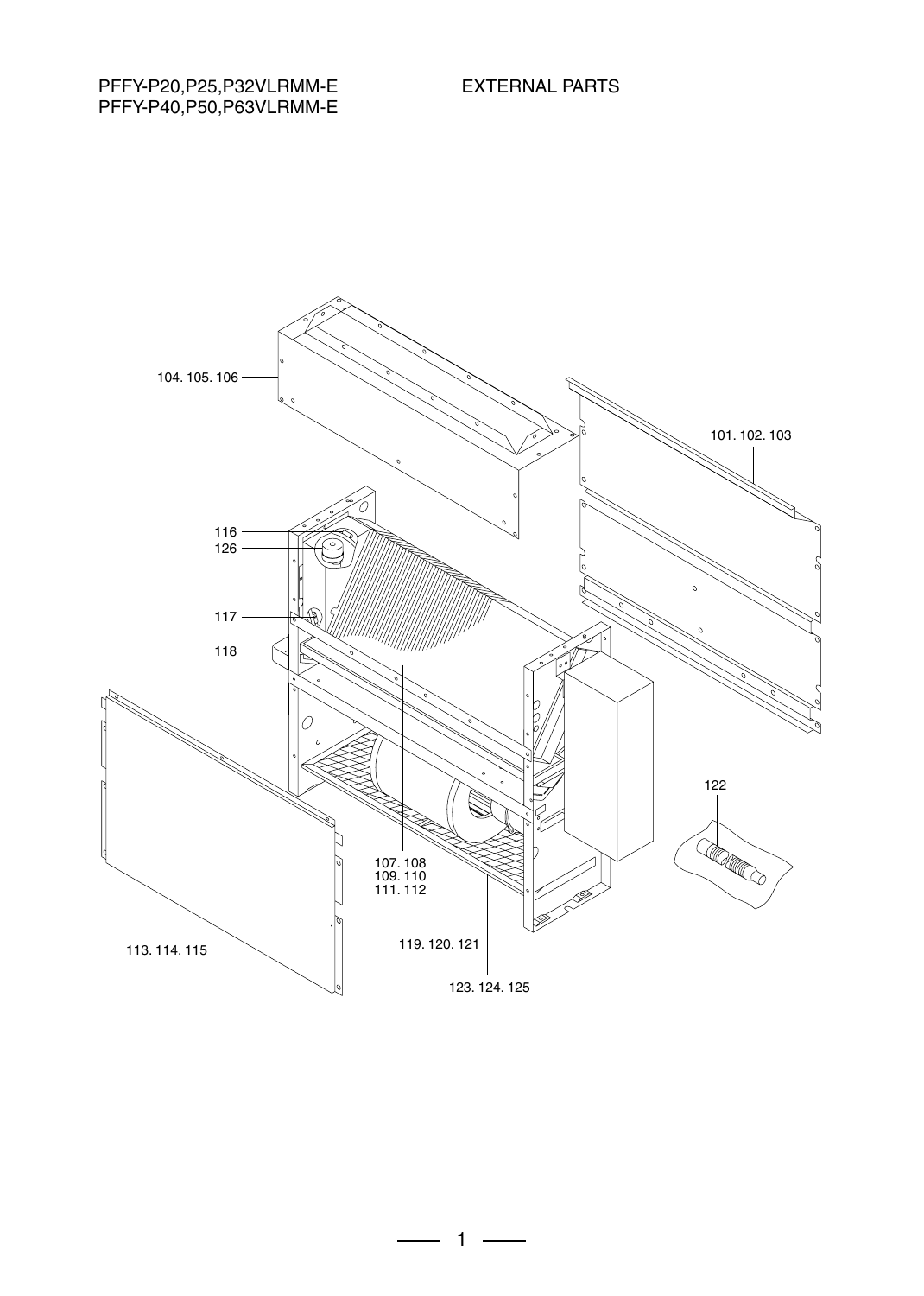PFFY-P20,P25,P32VLRMM-E
PFFY-P40,P50,P63VLRMM-E

# EXTERNAL PARTS

104. 105. 106

101. 102. 103

116
126

117

118

122

107. 108
109. 110
111. 112

113. 114. 115

119. 120. 121

123. 124. 125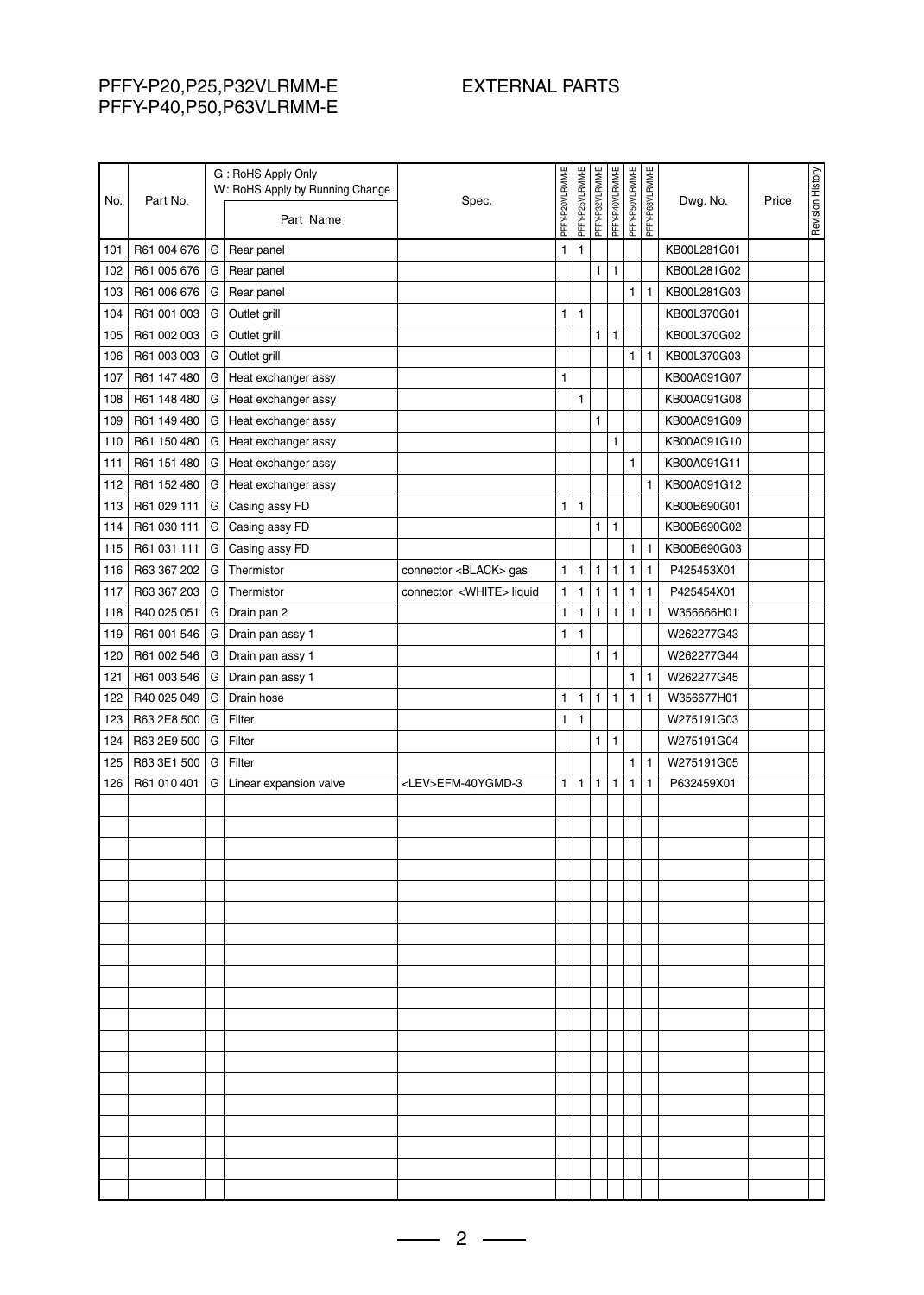PFFY-P20,P25,P32VLRMM-E
PFFY-P40,P50,P63VLRMM-E

EXTERNAL PARTS

| No. | Part No. | G : RoHS Apply Only<br>W: RoHS Apply by Running Change | Part Name | Spec. | PFFY-P20VLRMM-E | PFFY-P25VLRMM-E | PFFY-P32VLRMM-E | PFFY-P40VLRMM-E | PFFY-P50VLRMM-E | PFFY-P63VLRMM-E | Dwg. No. | Price | Revision History |
|---|---|---|---|---|---|---|---|---|---|---|---|---|---|
| 101 | R61 004 676 | G | Rear panel | | 1 | 1 | | | | | KB00L281G01 | | |
| 102 | R61 005 676 | G | Rear panel | | | | 1 | 1 | | | KB00L281G02 | | |
| 103 | R61 006 676 | G | Rear panel | | | | | | 1 | 1 | KB00L281G03 | | |
| 104 | R61 001 003 | G | Outlet grill | | 1 | 1 | | | | | KB00L370G01 | | |
| 105 | R61 002 003 | G | Outlet grill | | | | 1 | 1 | | | KB00L370G02 | | |
| 106 | R61 003 003 | G | Outlet grill | | | | | | 1 | 1 | KB00L370G03 | | |
| 107 | R61 147 480 | G | Heat exchanger assy | | 1 | | | | | | KB00A091G07 | | |
| 108 | R61 148 480 | G | Heat exchanger assy | | | 1 | | | | | KB00A091G08 | | |
| 109 | R61 149 480 | G | Heat exchanger assy | | | | 1 | | | | KB00A091G09 | | |
| 110 | R61 150 480 | G | Heat exchanger assy | | | | | 1 | | | KB00A091G10 | | |
| 111 | R61 151 480 | G | Heat exchanger assy | | | | | | 1 | | KB00A091G11 | | |
| 112 | R61 152 480 | G | Heat exchanger assy | | | | | | | 1 | KB00A091G12 | | |
| 113 | R61 029 111 | G | Casing assy FD | | 1 | 1 | | | | | KB00B690G01 | | |
| 114 | R61 030 111 | G | Casing assy FD | | | | 1 | 1 | | | KB00B690G02 | | |
| 115 | R61 031 111 | G | Casing assy FD | | | | | | 1 | 1 | KB00B690G03 | | |
| 116 | R63 367 202 | G | Thermistor | connector <BLACK> gas | 1 | 1 | 1 | 1 | 1 | 1 | P425453X01 | | |
| 117 | R63 367 203 | G | Thermistor | connector <WHITE> liquid | 1 | 1 | 1 | 1 | 1 | 1 | P425454X01 | | |
| 118 | R40 025 051 | G | Drain pan 2 | | 1 | 1 | 1 | 1 | 1 | 1 | W356666H01 | | |
| 119 | R61 001 546 | G | Drain pan assy 1 | | 1 | 1 | | | | | W262277G43 | | |
| 120 | R61 002 546 | G | Drain pan assy 1 | | | | 1 | 1 | | | W262277G44 | | |
| 121 | R61 003 546 | G | Drain pan assy 1 | | | | | | 1 | 1 | W262277G45 | | |
| 122 | R40 025 049 | G | Drain hose | | 1 | 1 | 1 | 1 | 1 | 1 | W356677H01 | | |
| 123 | R63 2E8 500 | G | Filter | | 1 | 1 | | | | | W275191G03 | | |
| 124 | R63 2E9 500 | G | Filter | | | | 1 | 1 | | | W275191G04 | | |
| 125 | R63 3E1 500 | G | Filter | | | | | | 1 | 1 | W275191G05 | | |
| 126 | R61 010 401 | G | Linear expansion valve | <LEV>EFM-40YGMD-3 | 1 | 1 | 1 | 1 | 1 | 1 | P632459X01 | | |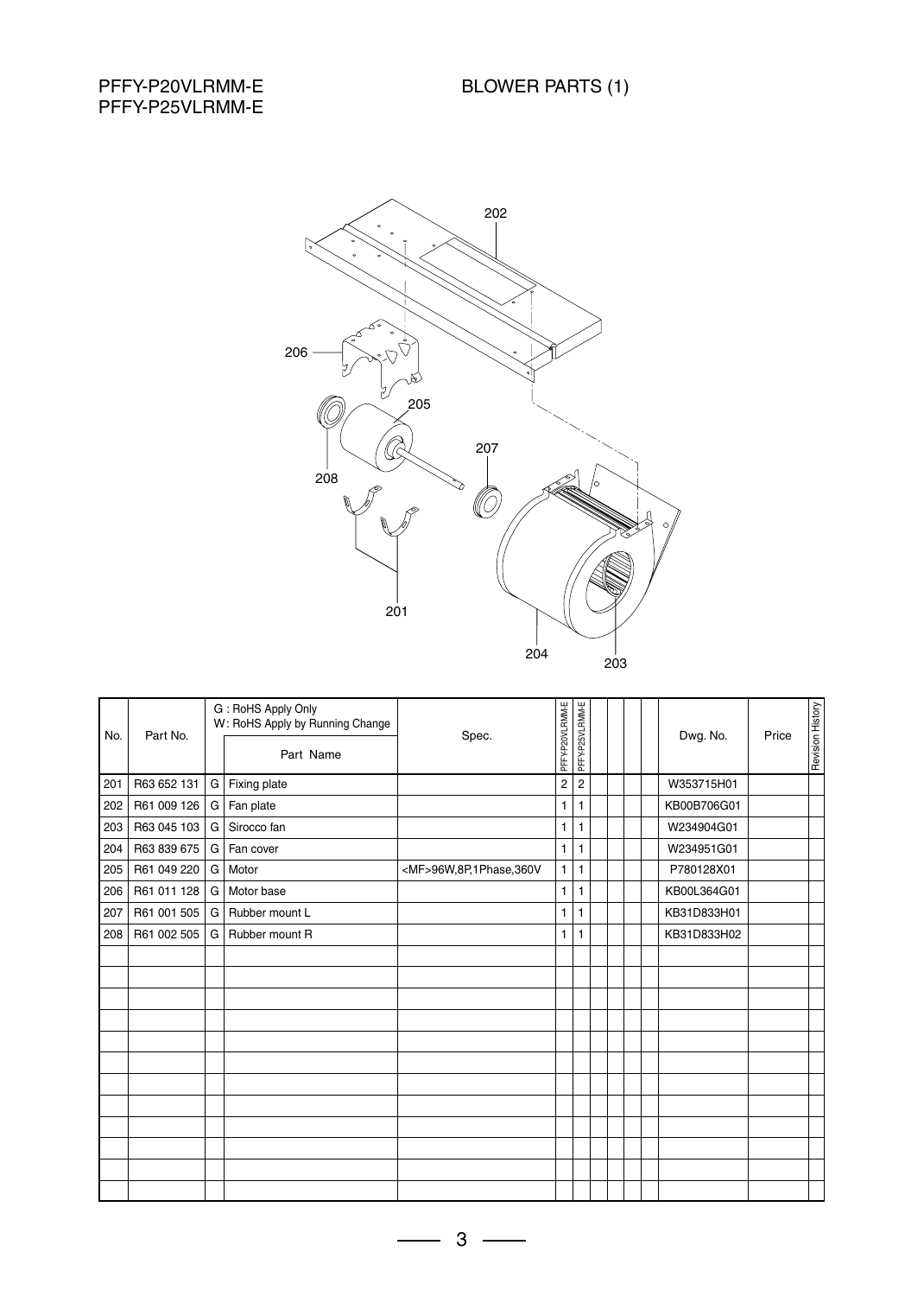PFFY-P20VLRMM-E
PFFY-P25VLRMM-E

# BLOWER PARTS (1)

| No. | Part No. | G : RoHS Apply Only<br>W : RoHS Apply by Running Change | Part Name | Spec. | PFFY-P20VLRMM-E | PFFY-P25VLRMM-E | | | | | Dwg. No. | Price | Revision History |
|---|---|---|---|---|---|---|---|---|---|---|---|---|---|
| 201 | R63 652 131 | G | Fixing plate | | 2 | 2 | | | | | W353715H01 | | |
| 202 | R61 009 126 | G | Fan plate | | 1 | 1 | | | | | KB00B706G01 | | |
| 203 | R63 045 103 | G | Sirocco fan | | 1 | 1 | | | | | W234904G01 | | |
| 204 | R63 839 675 | G | Fan cover | | 1 | 1 | | | | | W234951G01 | | |
| 205 | R61 049 220 | G | Motor | <MF>96W,8P,1Phase,360V | 1 | 1 | | | | | P780128X01 | | |
| 206 | R61 011 128 | G | Motor base | | 1 | 1 | | | | | KB00L364G01 | | |
| 207 | R61 001 505 | G | Rubber mount L | | 1 | 1 | | | | | KB31D833H01 | | |
| 208 | R61 002 505 | G | Rubber mount R | | 1 | 1 | | | | | KB31D833H02 | | |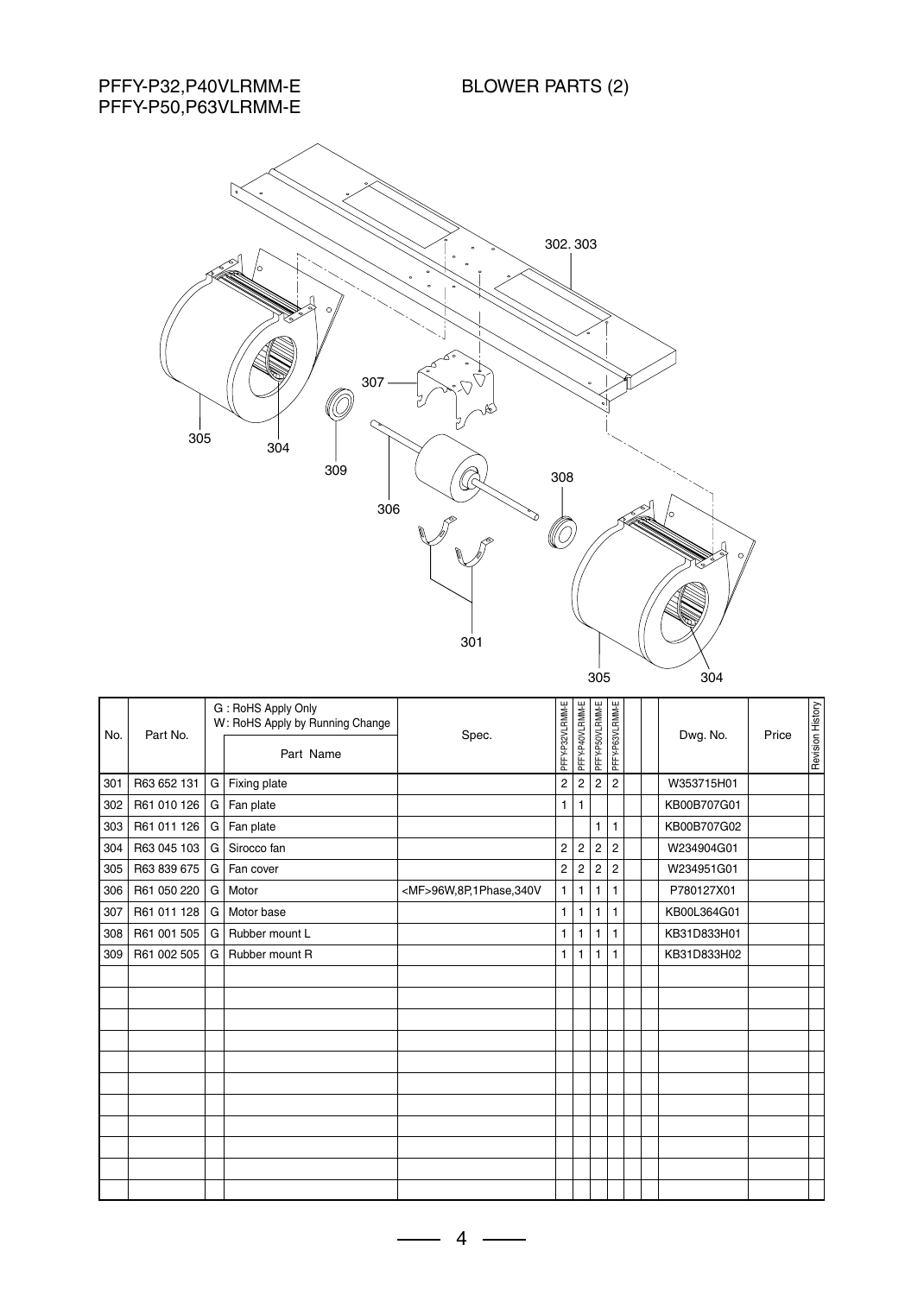PFFY-P32,P40VLRMM-E
PFFY-P50,P63VLRMM-E

# BLOWER PARTS (2)

| No. | Part No. | | G : RoHS Apply Only<br>W : RoHS Apply by Running Change<br>Part Name | Spec. | PFFY-P32VLRMM-E | PFFY-P40VLRMM-E | PFFY-P50VLRMM-E | PFFY-P63VLRMM-E | | | Dwg. No. | Price | Revision History |
|---|---|---|---|---|---|---|---|---|---|---|---|---|---|
| 301 | R63 652 131 | G | Fixing plate | | 2 | 2 | 2 | 2 | | | W353715H01 | | |
| 302 | R61 010 126 | G | Fan plate | | 1 | 1 | | | | | KB00B707G01 | | |
| 303 | R61 011 126 | G | Fan plate | | | | 1 | 1 | | | KB00B707G02 | | |
| 304 | R63 045 103 | G | Sirocco fan | | 2 | 2 | 2 | 2 | | | W234904G01 | | |
| 305 | R63 839 675 | G | Fan cover | | 2 | 2 | 2 | 2 | | | W234951G01 | | |
| 306 | R61 050 220 | G | Motor | <MF>96W,8P,1Phase,340V | 1 | 1 | 1 | 1 | | | P780127X01 | | |
| 307 | R61 011 128 | G | Motor base | | 1 | 1 | 1 | 1 | | | KB00L364G01 | | |
| 308 | R61 001 505 | G | Rubber mount L | | 1 | 1 | 1 | 1 | | | KB31D833H01 | | |
| 309 | R61 002 505 | G | Rubber mount R | | 1 | 1 | 1 | 1 | | | KB31D833H02 | | |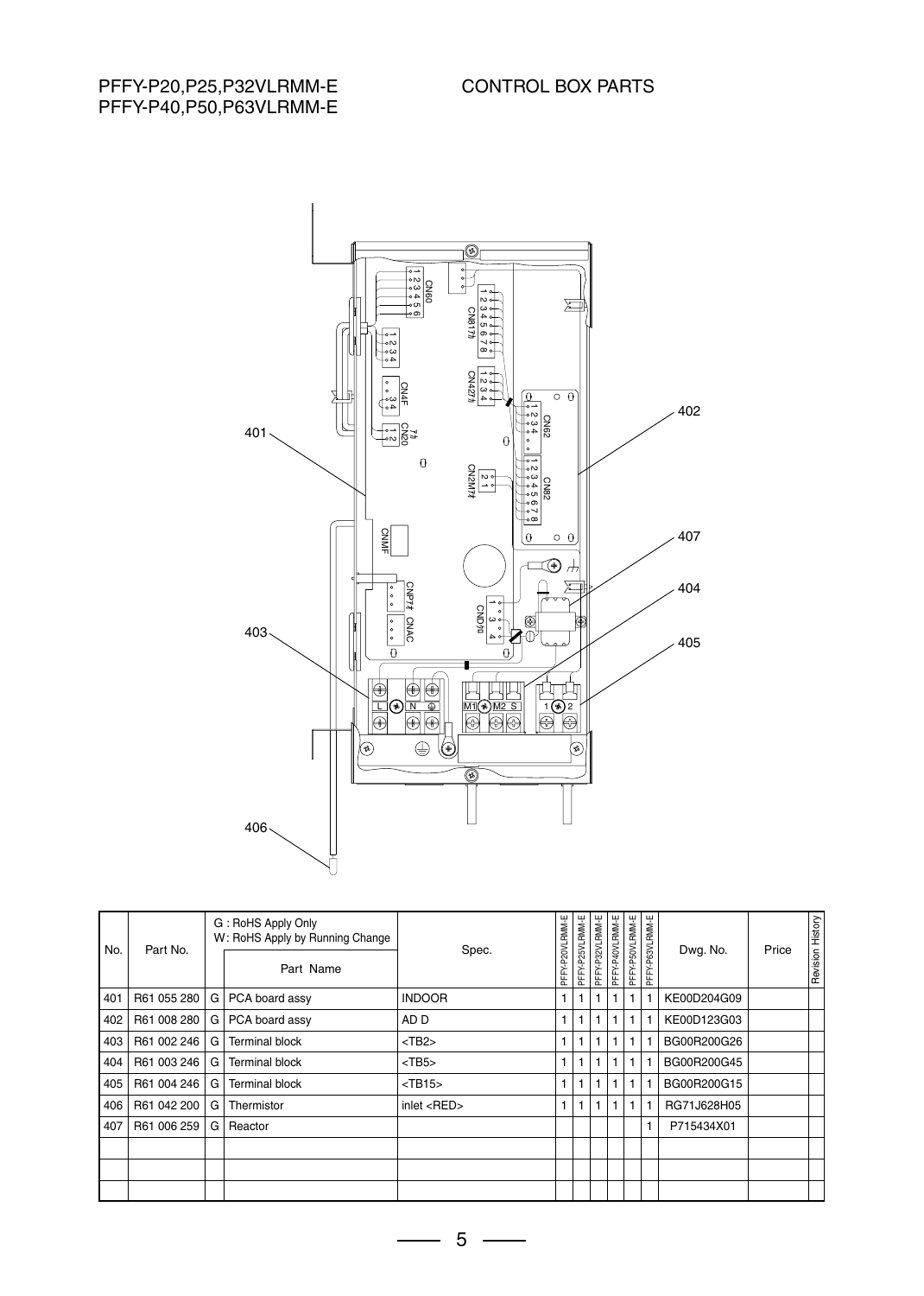PFFY-P20,P25,P32VLRMM-E
PFFY-P40,P50,P63VLRMM-E

## CONTROL BOX PARTS

| No. | Part No. | | G : RoHS Apply Only<br>W : RoHS Apply by Running Change<br>Part Name | Spec. | PFFY-P20VLRMM-E | PFFY-P25VLRMM-E | PFFY-P32VLRMM-E | PFFY-P40VLRMM-E | PFFY-P50VLRMM-E | PFFY-P63VLRMM-E | Dwg. No. | Price | Revision History |
|---|---|---|---|---|---|---|---|---|---|---|---|---|---|
| 401 | R61 055 280 | G | PCA board assy | INDOOR | 1 | 1 | 1 | 1 | 1 | 1 | KE00D204G09 | | |
| 402 | R61 008 280 | G | PCA board assy | AD D | 1 | 1 | 1 | 1 | 1 | 1 | KE00D123G03 | | |
| 403 | R61 002 246 | G | Terminal block | <TB2> | 1 | 1 | 1 | 1 | 1 | 1 | BG00R200G26 | | |
| 404 | R61 003 246 | G | Terminal block | <TB5> | 1 | 1 | 1 | 1 | 1 | 1 | BG00R200G45 | | |
| 405 | R61 004 246 | G | Terminal block | <TB15> | 1 | 1 | 1 | 1 | 1 | 1 | BG00R200G15 | | |
| 406 | R61 042 200 | G | Thermistor | inlet <RED> | 1 | 1 | 1 | 1 | 1 | 1 | RG71J628H05 | | |
| 407 | R61 006 259 | G | Reactor | | | | | | | 1 | P715434X01 | | |
| | | | | | | | | | | | | | |
| | | | | | | | | | | | | | |
| | | | | | | | | | | | | | |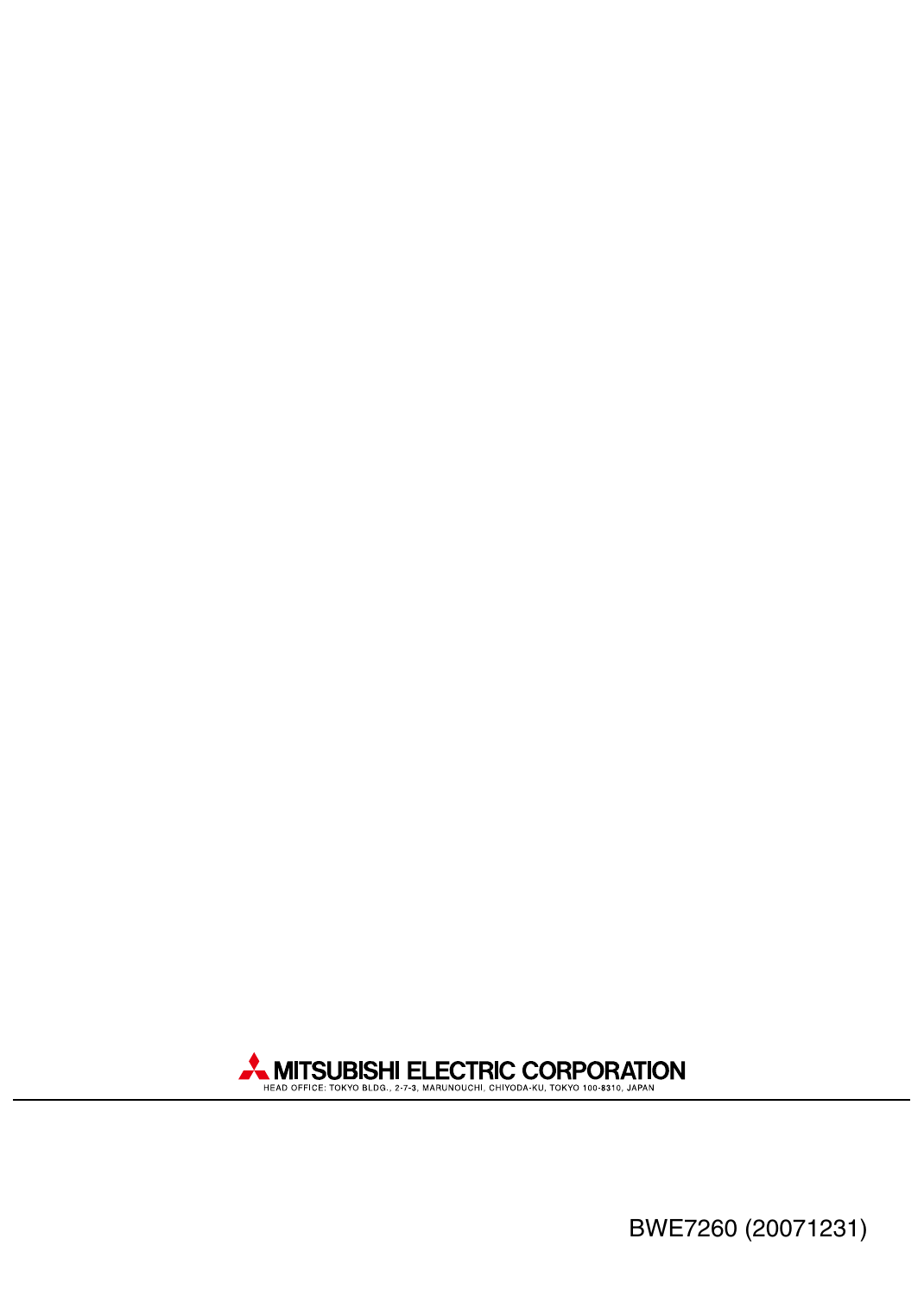MITSUBISHI ELECTRIC CORPORATION

HEAD OFFICE: TOKYO BLDG., 2-7-3, MARUNOUCHI, CHIYODA-KU, TOKYO 100-8310, JAPAN

BWE7260 (20071231)